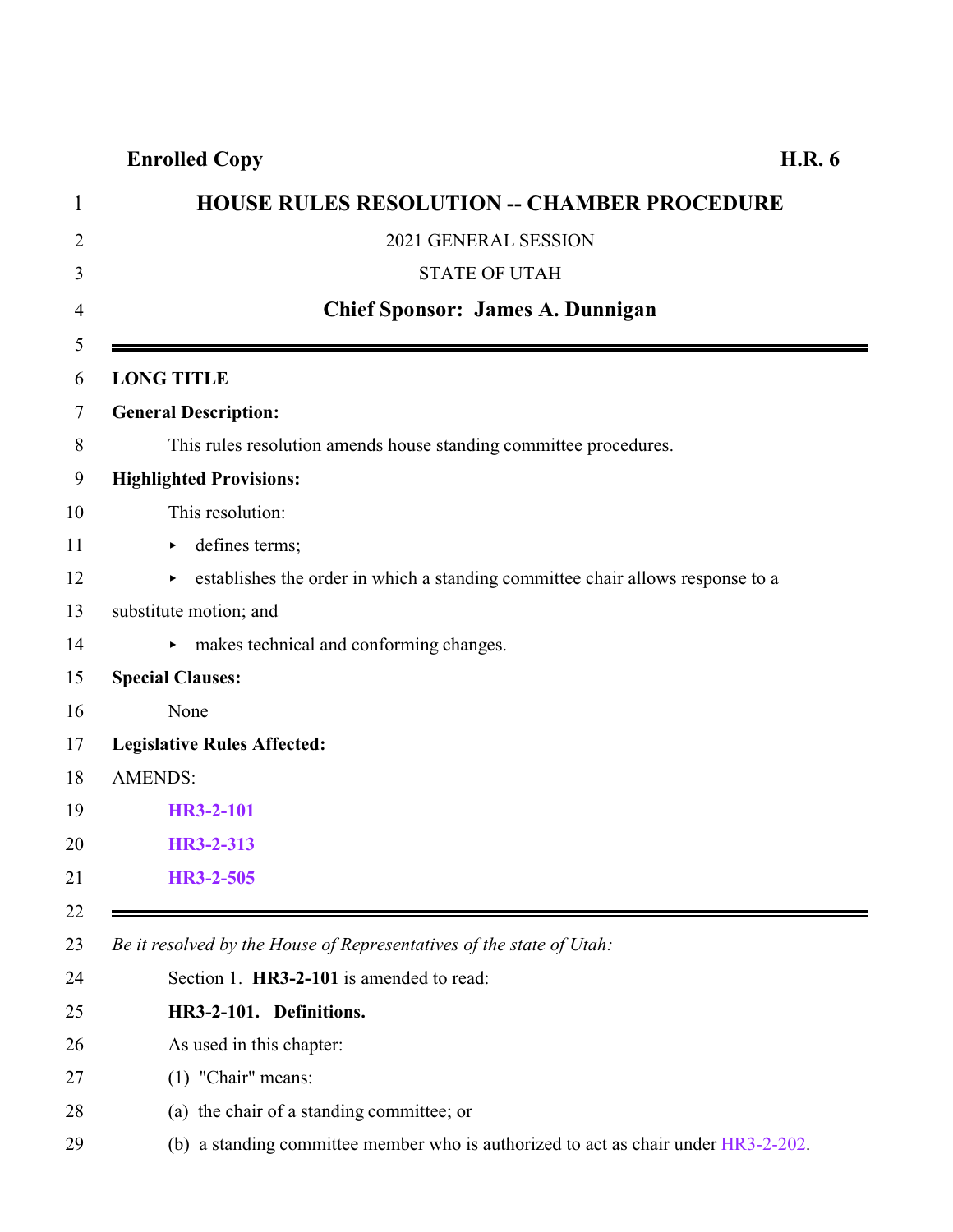**Enrolled Copy** **H.R. 6**

# HOUSE RULES RESOLUTION -- CHAMBER PROCEDURE

2021 GENERAL SESSION

STATE OF UTAH

**Chief Sponsor: James A. Dunnigan**

---

**LONG TITLE**

**General Description:**

This rules resolution amends house standing committee procedures.

**Highlighted Provisions:**

This resolution:

- defines terms;
- establishes the order in which a standing committee chair allows response to a substitute motion; and
- makes technical and conforming changes.

**Special Clauses:**

None

**Legislative Rules Affected:**

AMENDS:

**HR3-2-101**

**HR3-2-313**

**HR3-2-505**

---

*Be it resolved by the House of Representatives of the state of Utah:*

Section 1. **HR3-2-101** is amended to read:

**HR3-2-101. Definitions.**

As used in this chapter:

(1) "Chair" means:

(a) the chair of a standing committee; or

(b) a standing committee member who is authorized to act as chair under HR3-2-202.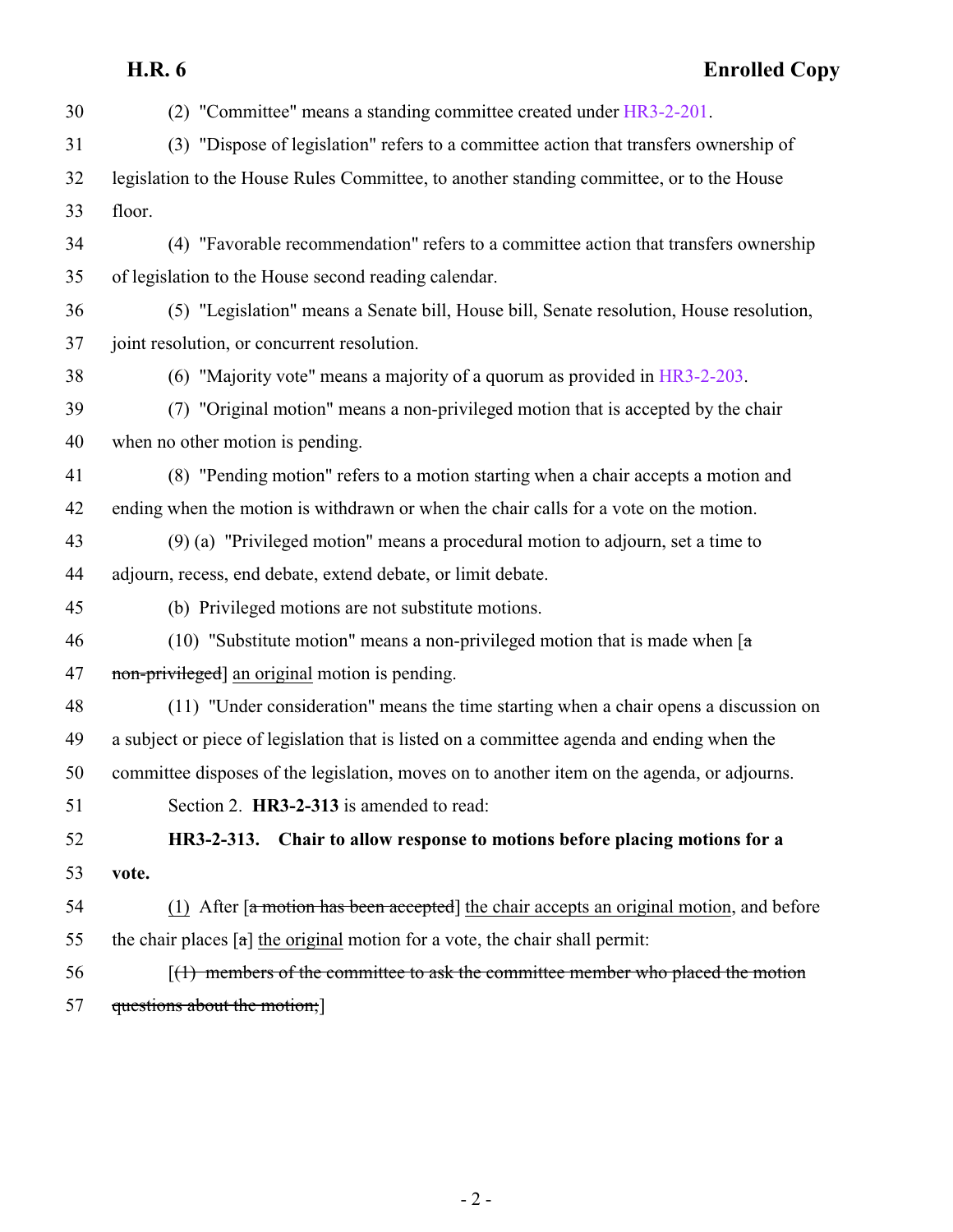(2) "Committee" means a standing committee created under HR3-2-201.

(3) "Dispose of legislation" refers to a committee action that transfers ownership of legislation to the House Rules Committee, to another standing committee, or to the House floor.

(4) "Favorable recommendation" refers to a committee action that transfers ownership of legislation to the House second reading calendar.

(5) "Legislation" means a Senate bill, House bill, Senate resolution, House resolution, joint resolution, or concurrent resolution.

(6) "Majority vote" means a majority of a quorum as provided in HR3-2-203.

(7) "Original motion" means a non-privileged motion that is accepted by the chair when no other motion is pending.

(8) "Pending motion" refers to a motion starting when a chair accepts a motion and ending when the motion is withdrawn or when the chair calls for a vote on the motion.

(9) (a) "Privileged motion" means a procedural motion to adjourn, set a time to adjourn, recess, end debate, extend debate, or limit debate.

(b) Privileged motions are not substitute motions.

(10) "Substitute motion" means a non-privileged motion that is made when [~~a non-privileged~~] <u>an original</u> motion is pending.

(11) "Under consideration" means the time starting when a chair opens a discussion on a subject or piece of legislation that is listed on a committee agenda and ending when the committee disposes of the legislation, moves on to another item on the agenda, or adjourns.

Section 2. **HR3-2-313** is amended to read:

**HR3-2-313. Chair to allow response to motions before placing motions for a vote.**

<u>(1)</u> After [~~a motion has been accepted~~] <u>the chair accepts an original motion</u>, and before the chair places [~~a~~] <u>the original</u> motion for a vote, the chair shall permit:

[~~(1) members of the committee to ask the committee member who placed the motion questions about the motion;~~]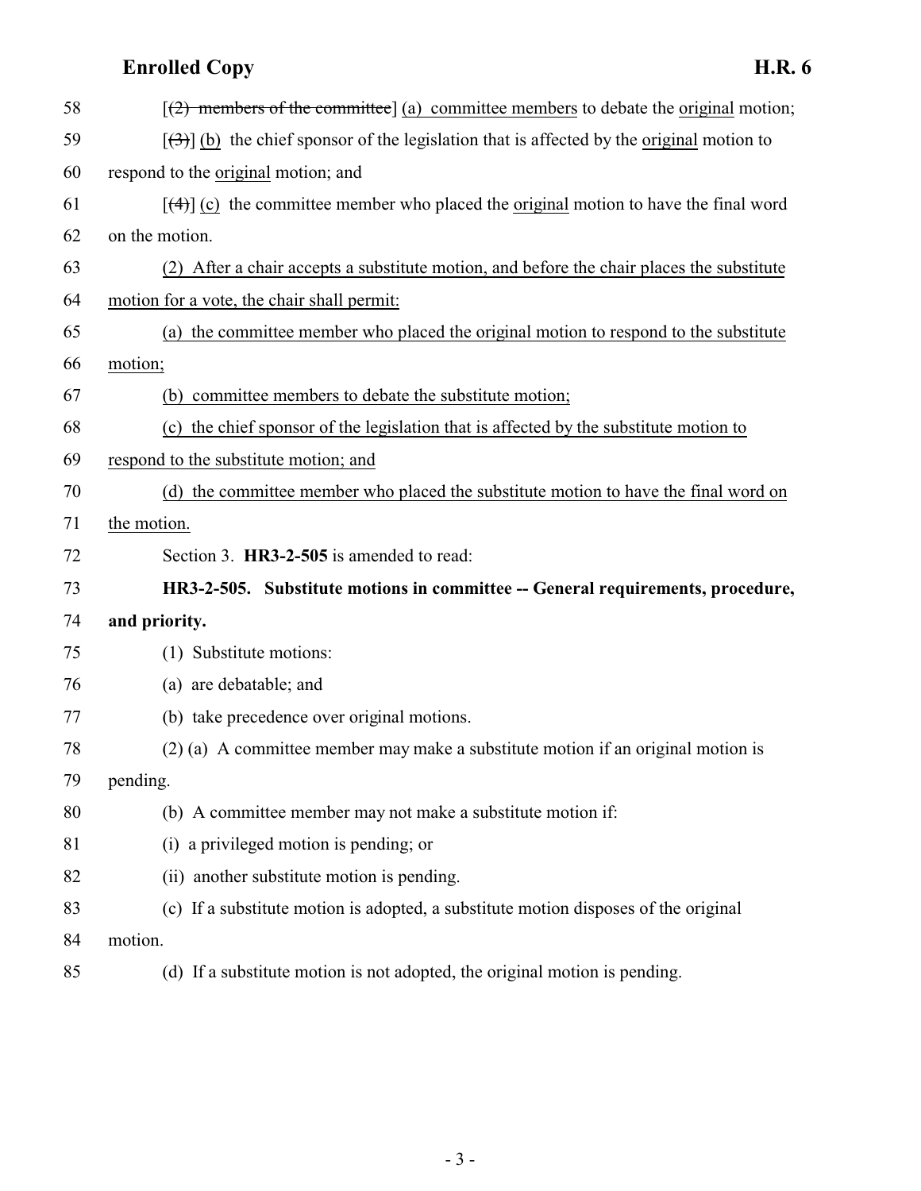58 [~~(2) members of the committee~~] <u>(a)</u> <u>committee members</u> to debate the <u>original</u> motion;

59 [~~(3)~~] <u>(b)</u> the chief sponsor of the legislation that is affected by the <u>original</u> motion to

60 respond to the <u>original</u> motion; and

61 [~~(4)~~] <u>(c)</u> the committee member who placed the <u>original</u> motion to have the final word

62 on the motion.

63 <u>(2) After a chair accepts a substitute motion, and before the chair places the substitute</u>

64 <u>motion for a vote, the chair shall permit:</u>

65 <u>(a) the committee member who placed the original motion to respond to the substitute</u>

66 <u>motion;</u>

67 <u>(b) committee members to debate the substitute motion;</u>

68 <u>(c) the chief sponsor of the legislation that is affected by the substitute motion to</u>

69 <u>respond to the substitute motion; and</u>

70 <u>(d) the committee member who placed the substitute motion to have the final word on</u>

71 <u>the motion.</u>

72 Section 3. **HR3-2-505** is amended to read:

73 **HR3-2-505. Substitute motions in committee -- General requirements, procedure,**

74 **and priority.**

75 (1) Substitute motions:

76 (a) are debatable; and

77 (b) take precedence over original motions.

78 (2) (a) A committee member may make a substitute motion if an original motion is

79 pending.

80 (b) A committee member may not make a substitute motion if:

81 (i) a privileged motion is pending; or

82 (ii) another substitute motion is pending.

83 (c) If a substitute motion is adopted, a substitute motion disposes of the original

84 motion.

85 (d) If a substitute motion is not adopted, the original motion is pending.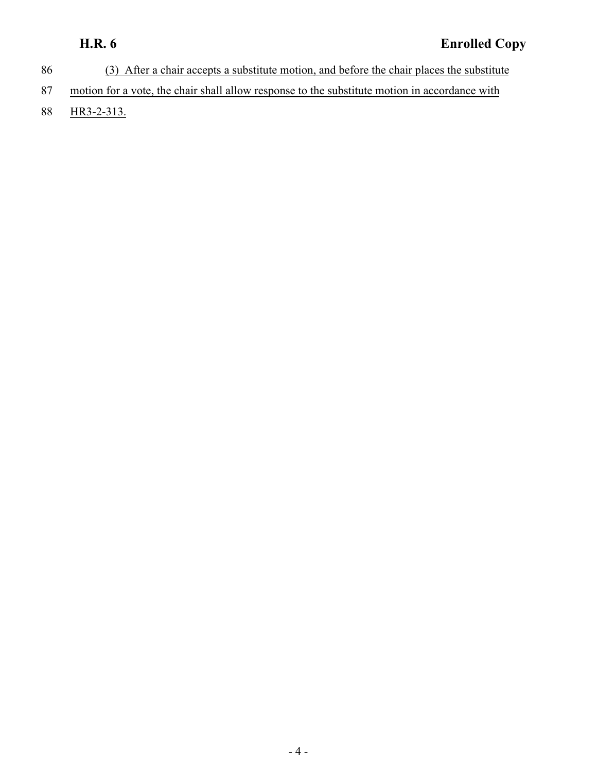(3) After a chair accepts a substitute motion, and before the chair places the substitute motion for a vote, the chair shall allow response to the substitute motion in accordance with HR3-2-313.